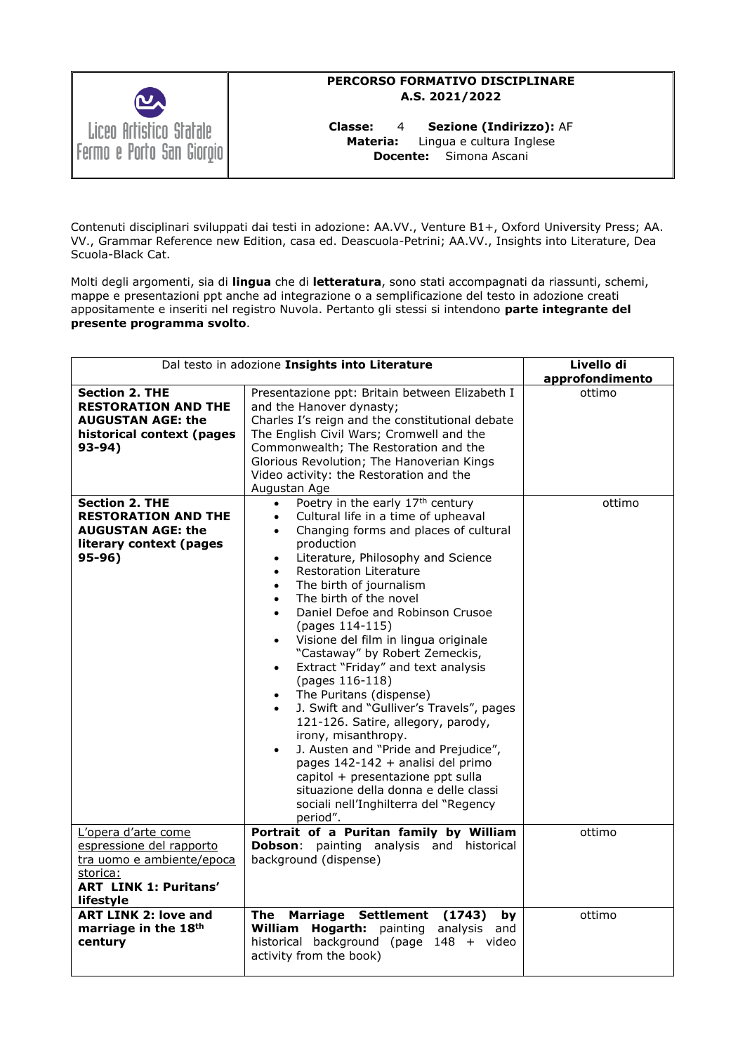| Liceo Artistico Statale Fermo e Porto San Giorgio | **PERCORSO FORMATIVO DISCIPLINARE**<br>**A.S. 2021/2022**<br><br>**Classe:** 4 **Sezione (Indirizzo):** AF<br>**Materia:** Lingua e cultura Inglese<br>**Docente:** Simona Ascani |
|---|---|

Contenuti disciplinari sviluppati dai testi in adozione: AA.VV., Venture B1+, Oxford University Press; AA. VV., Grammar Reference new Edition, casa ed. Deascuola-Petrini; AA.VV., Insights into Literature, Dea Scuola-Black Cat.

Molti degli argomenti, sia di **lingua** che di **letteratura**, sono stati accompagnati da riassunti, schemi, mappe e presentazioni ppt anche ad integrazione o a semplificazione del testo in adozione creati appositamente e inseriti nel registro Nuvola. Pertanto gli stessi si intendono **parte integrante del presente programma svolto**.

| Dal testo in adozione **Insights into Literature** | | **Livello di approfondimento** |
|---|---|---|
| **Section 2. THE RESTORATION AND THE AUGUSTAN AGE: the historical context (pages 93-94)** | Presentazione ppt: Britain between Elizabeth I and the Hanover dynasty;<br>Charles I's reign and the constitutional debate The English Civil Wars; Cromwell and the Commonwealth; The Restoration and the Glorious Revolution; The Hanoverian Kings<br>Video activity: the Restoration and the Augustan Age | ottimo |
| **Section 2. THE RESTORATION AND THE AUGUSTAN AGE: the literary context (pages 95-96)** | • Poetry in the early 17th century<br>• Cultural life in a time of upheaval<br>• Changing forms and places of cultural production<br>• Literature, Philosophy and Science<br>• Restoration Literature<br>• The birth of journalism<br>• The birth of the novel<br>• Daniel Defoe and Robinson Crusoe (pages 114-115)<br>• Visione del film in lingua originale "Castaway" by Robert Zemeckis,<br>• Extract "Friday" and text analysis (pages 116-118)<br>• The Puritans (dispense)<br>• J. Swift and "Gulliver's Travels", pages 121-126. Satire, allegory, parody, irony, misanthropy.<br>• J. Austen and "Pride and Prejudice", pages 142-142 + analisi del primo capitol + presentazione ppt sulla situazione della donna e delle classi sociali nell'Inghilterra del "Regency period". | ottimo |
| L'opera d'arte come espressione del rapporto tra uomo e ambiente/epoca storica:<br>**ART LINK 1: Puritans' lifestyle** | **Portrait of a Puritan family by William Dobson**: painting analysis and historical background (dispense) | ottimo |
| **ART LINK 2: love and marriage in the 18th century** | **The Marriage Settlement (1743) by William Hogarth:** painting analysis and historical background (page 148 + video activity from the book) | ottimo |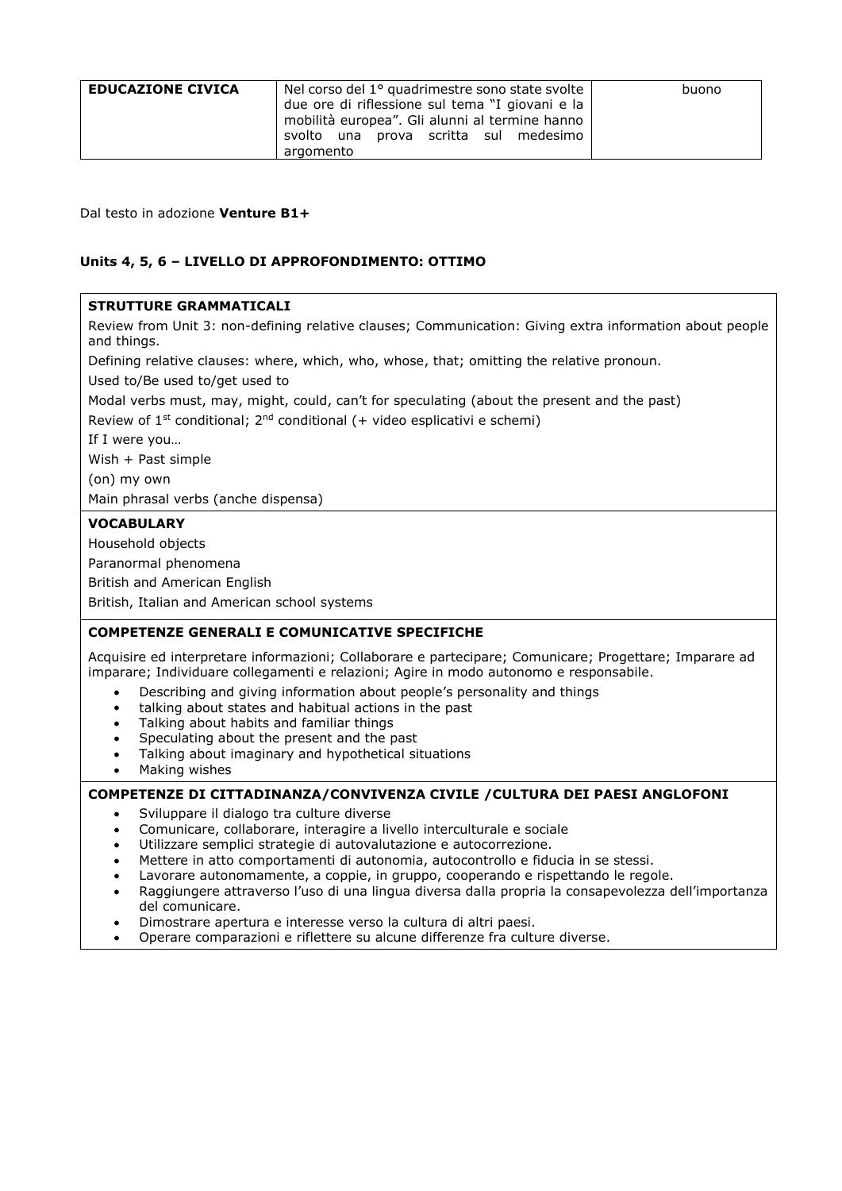| | | |
|---|---|---|
| **EDUCAZIONE CIVICA** | Nel corso del 1° quadrimestre sono state svolte due ore di riflessione sul tema "I giovani e la mobilità europea". Gli alunni al termine hanno svolto una prova scritta sul medesimo argomento | buono |

Dal testo in adozione **Venture B1+**

**Units 4, 5, 6 – LIVELLO DI APPROFONDIMENTO: OTTIMO**

**STRUTTURE GRAMMATICALI**

Review from Unit 3: non-defining relative clauses; Communication: Giving extra information about people and things.

Defining relative clauses: where, which, who, whose, that; omitting the relative pronoun.

Used to/Be used to/get used to

Modal verbs must, may, might, could, can't for speculating (about the present and the past)

Review of 1st conditional; 2nd conditional (+ video esplicativi e schemi)

If I were you…

Wish + Past simple

(on) my own

Main phrasal verbs (anche dispensa)

**VOCABULARY**

Household objects

Paranormal phenomena

British and American English

British, Italian and American school systems

**COMPETENZE GENERALI E COMUNICATIVE SPECIFICHE**

Acquisire ed interpretare informazioni; Collaborare e partecipare; Comunicare; Progettare; Imparare ad imparare; Individuare collegamenti e relazioni; Agire in modo autonomo e responsabile.

- Describing and giving information about people's personality and things
- talking about states and habitual actions in the past
- Talking about habits and familiar things
- Speculating about the present and the past
- Talking about imaginary and hypothetical situations
- Making wishes

**COMPETENZE DI CITTADINANZA/CONVIVENZA CIVILE /CULTURA DEI PAESI ANGLOFONI**

- Sviluppare il dialogo tra culture diverse
- Comunicare, collaborare, interagire a livello interculturale e sociale
- Utilizzare semplici strategie di autovalutazione e autocorrezione.
- Mettere in atto comportamenti di autonomia, autocontrollo e fiducia in se stessi.
- Lavorare autonomamente, a coppie, in gruppo, cooperando e rispettando le regole.
- Raggiungere attraverso l'uso di una lingua diversa dalla propria la consapevolezza dell'importanza del comunicare.
- Dimostrare apertura e interesse verso la cultura di altri paesi.
- Operare comparazioni e riflettere su alcune differenze fra culture diverse.